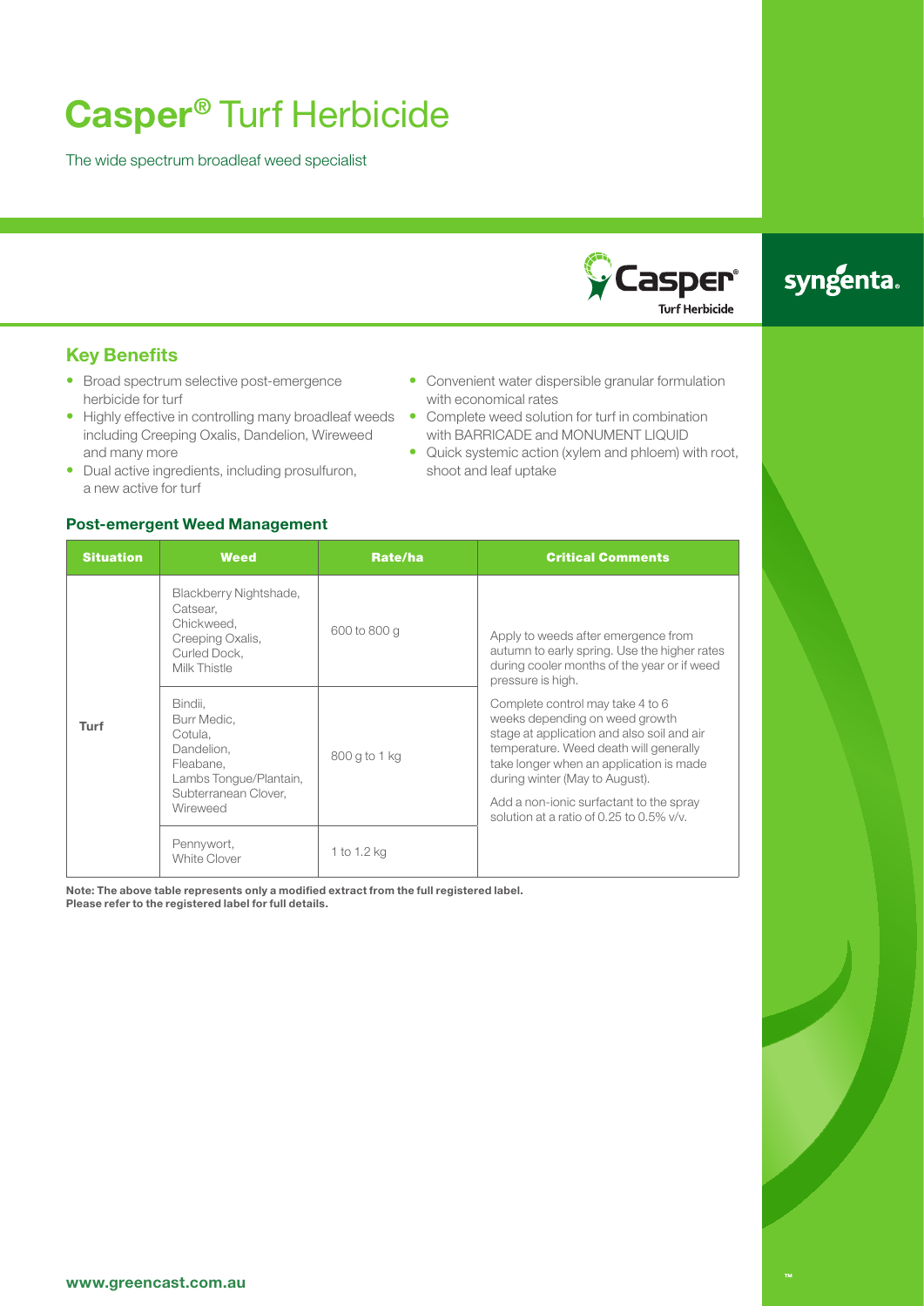# **Casper®** Turf Herbicide

The wide spectrum broadleaf weed specialist

## Key Benefits

- Broad spectrum selective post-emergence herbicide for turf
- Highly effective in controlling many broadleaf weeds including Creeping Oxalis, Dandelion, Wireweed and many more
- Dual active ingredients, including prosulfuron, a new active for turf
- Convenient water dispersible granular formulation with economical rates
- Complete weed solution for turf in combination with BARRICADE and MONUMENT LIQUID
- Quick systemic action (xylem and phloem) with root, shoot and leaf uptake

### Post-emergent Weed Management

| Situation | Weed | Rate/ha | Critical Comments |
|---|---|---|---|
| Turf | Blackberry Nightshade, Catsear, Chickweed, Creeping Oxalis, Curled Dock, Milk Thistle | 600 to 800 g | Apply to weeds after emergence from autumn to early spring. Use the higher rates during cooler months of the year or if weed pressure is high. Complete control may take 4 to 6 weeks depending on weed growth stage at application and also soil and air temperature. Weed death will generally take longer when an application is made during winter (May to August). Add a non-ionic surfactant to the spray solution at a ratio of 0.25 to 0.5% v/v. |
| | Bindii, Burr Medic, Cotula, Dandelion, Fleabane, Lambs Tongue/Plantain, Subterranean Clover, Wireweed | 800 g to 1 kg | |
| | Pennywort, White Clover | 1 to 1.2 kg | |

**Note: The above table represents only a modified extract from the full registered label. Please refer to the registered label for full details.**

**www.greencast.com.au**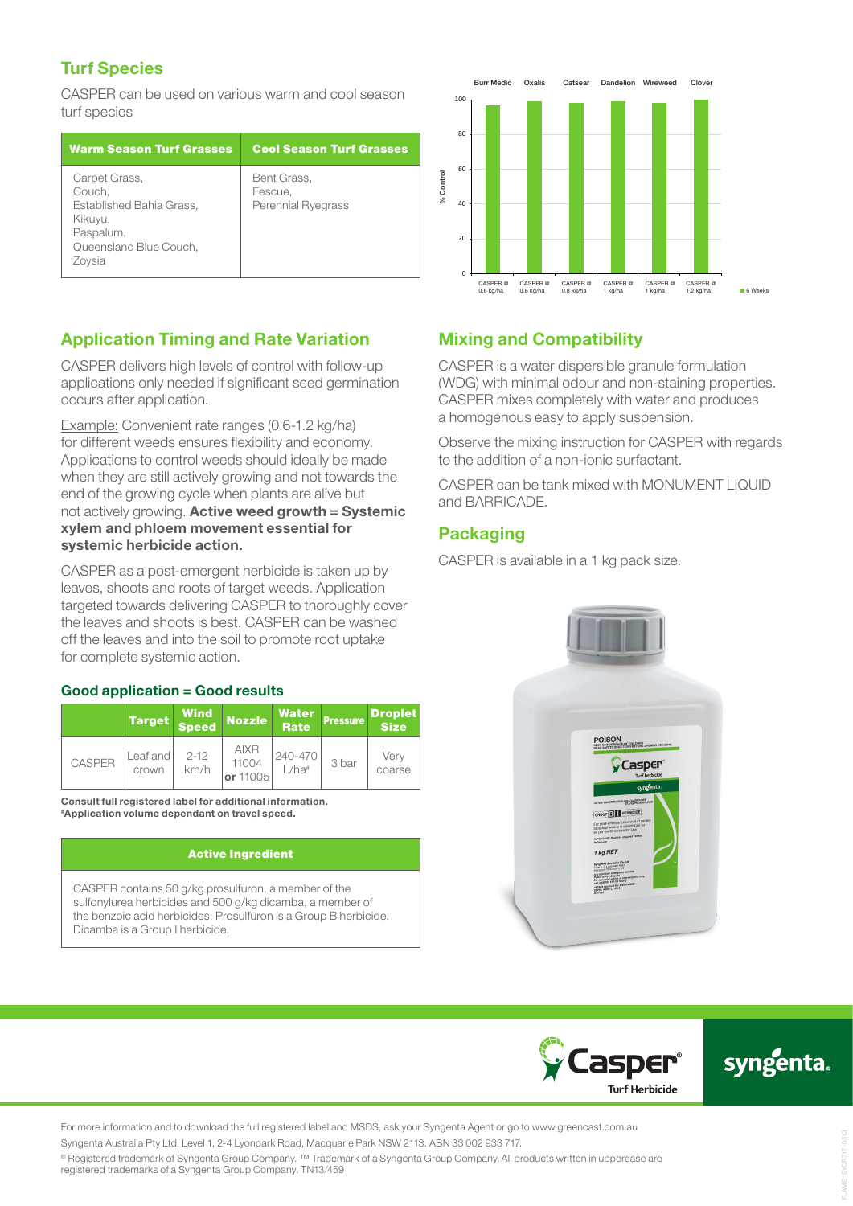## Turf Species

CASPER can be used on various warm and cool season turf species

| Warm Season Turf Grasses | Cool Season Turf Grasses |
|---|---|
| Carpet Grass, Couch, Established Bahia Grass, Kikuyu, Paspalum, Queensland Blue Couch, Zoysia | Bent Grass, Fescue, Perennial Ryegrass |

Burr Medic Oxalis Catsear Dandelion Wireweed Clover

100
80
60
40
20
0

% Control

CASPER @ 0.6 kg/ha
CASPER @ 0.6 kg/ha
CASPER @ 0.8 kg/ha
CASPER @ 1 kg/ha
CASPER @ 1 kg/ha
CASPER @ 1.2 kg/ha

6 Weeks

## Application Timing and Rate Variation

CASPER delivers high levels of control with follow-up applications only needed if significant seed germination occurs after application.

Example: Convenient rate ranges (0.6-1.2 kg/ha) for different weeds ensures flexibility and economy. Applications to control weeds should ideally be made when they are still actively growing and not towards the end of the growing cycle when plants are alive but not actively growing. **Active weed growth = Systemic xylem and phloem movement essential for systemic herbicide action.**

CASPER as a post-emergent herbicide is taken up by leaves, shoots and roots of target weeds. Application targeted towards delivering CASPER to thoroughly cover the leaves and shoots is best. CASPER can be washed off the leaves and into the soil to promote root uptake for complete systemic action.

### Good application = Good results

| | Target | Wind Speed | Nozzle | Water Rate | Pressure | Droplet Size |
|---|---|---|---|---|---|---|
| CASPER | Leaf and crown | 2-12 km/h | AIXR 11004 **or** 11005 | 240-470 L/ha# | 3 bar | Very coarse |

**Consult full registered label for additional information.**
**#Application volume dependant on travel speed.**

| Active Ingredient |
|---|
| CASPER contains 50 g/kg prosulfuron, a member of the sulfonylurea herbicides and 500 g/kg dicamba, a member of the benzoic acid herbicides. Prosulfuron is a Group B herbicide. Dicamba is a Group I herbicide. |

## Mixing and Compatibility

CASPER is a water dispersible granule formulation (WDG) with minimal odour and non-staining properties. CASPER mixes completely with water and produces a homogenous easy to apply suspension.

Observe the mixing instruction for CASPER with regards to the addition of a non-ionic surfactant.

CASPER can be tank mixed with MONUMENT LIQUID and BARRICADE.

## Packaging

CASPER is available in a 1 kg pack size.

Casper® Turf Herbicide

syngenta.

For more information and to download the full registered label and MSDS, ask your Syngenta Agent or go to www.greencast.com.au

Syngenta Australia Pty Ltd, Level 1, 2-4 Lyonpark Road, Macquarie Park NSW 2113. ABN 33 002 933 717.

® Registered trademark of Syngenta Group Company. ™ Trademark of a Syngenta Group Company. All products written in uppercase are registered trademarks of a Syngenta Group Company. TN13/459